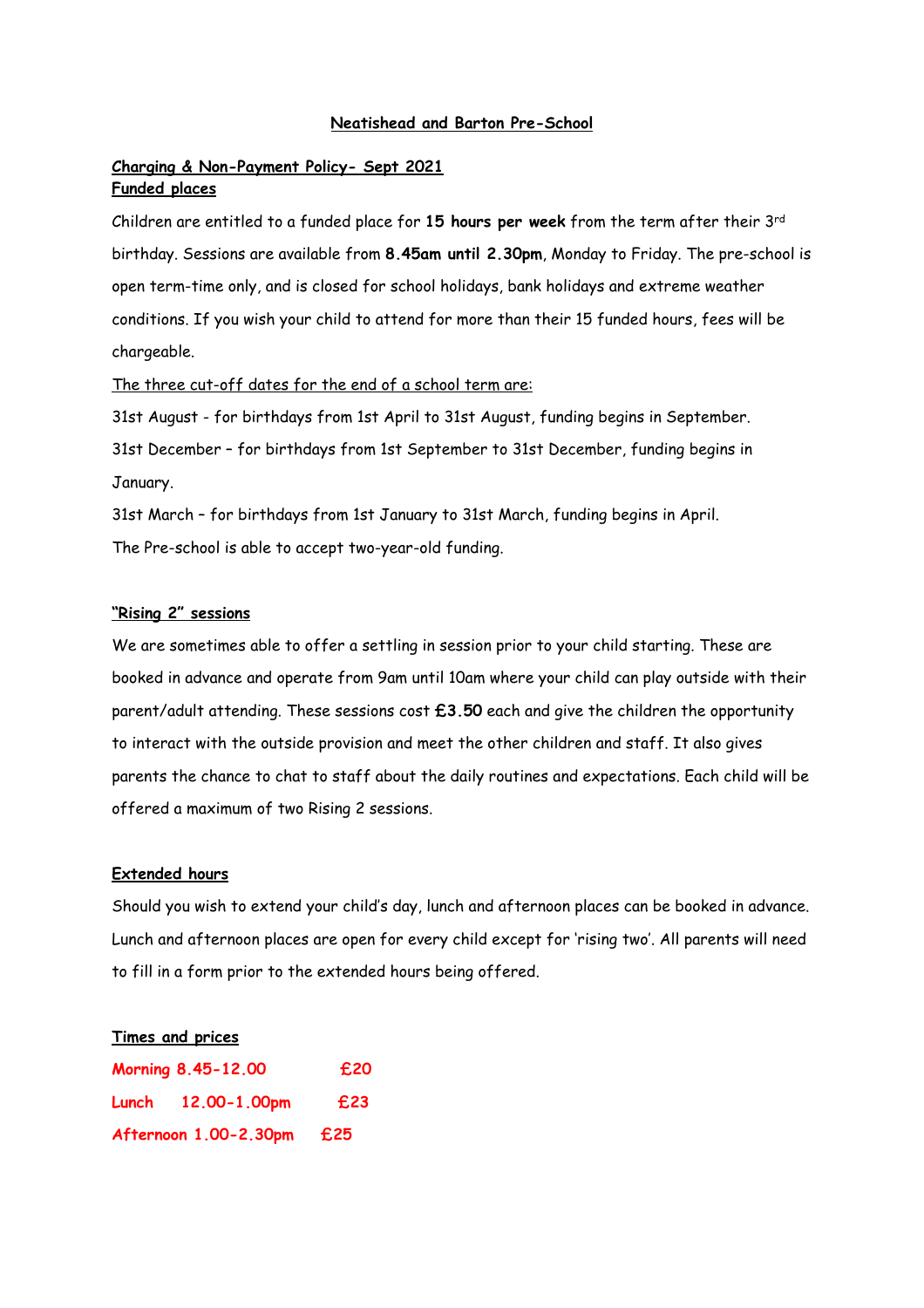# Neatishead and Barton Pre-School

## Charging & Non-Payment Policy- Sept 2021

### Funded places

Children are entitled to a funded place for **15 hours per week** from the term after their 3rd birthday. Sessions are available from **8.45am until 2.30pm**, Monday to Friday. The pre-school is open term-time only, and is closed for school holidays, bank holidays and extreme weather conditions. If you wish your child to attend for more than their 15 funded hours, fees will be chargeable.

The three cut-off dates for the end of a school term are:

31st August - for birthdays from 1st April to 31st August, funding begins in September.

31st December – for birthdays from 1st September to 31st December, funding begins in January.

31st March – for birthdays from 1st January to 31st March, funding begins in April.

The Pre-school is able to accept two-year-old funding.

### "Rising 2" sessions

We are sometimes able to offer a settling in session prior to your child starting. These are booked in advance and operate from 9am until 10am where your child can play outside with their parent/adult attending. These sessions cost **£3.50** each and give the children the opportunity to interact with the outside provision and meet the other children and staff. It also gives parents the chance to chat to staff about the daily routines and expectations. Each child will be offered a maximum of two Rising 2 sessions.

### Extended hours

Should you wish to extend your child's day, lunch and afternoon places can be booked in advance. Lunch and afternoon places are open for every child except for 'rising two'. All parents will need to fill in a form prior to the extended hours being offered.

### Times and prices

| | | |
|---|---|---|
| **Morning** | **8.45-12.00** | **£20** |
| **Lunch** | **12.00-1.00pm** | **£23** |
| **Afternoon** | **1.00-2.30pm** | **£25** |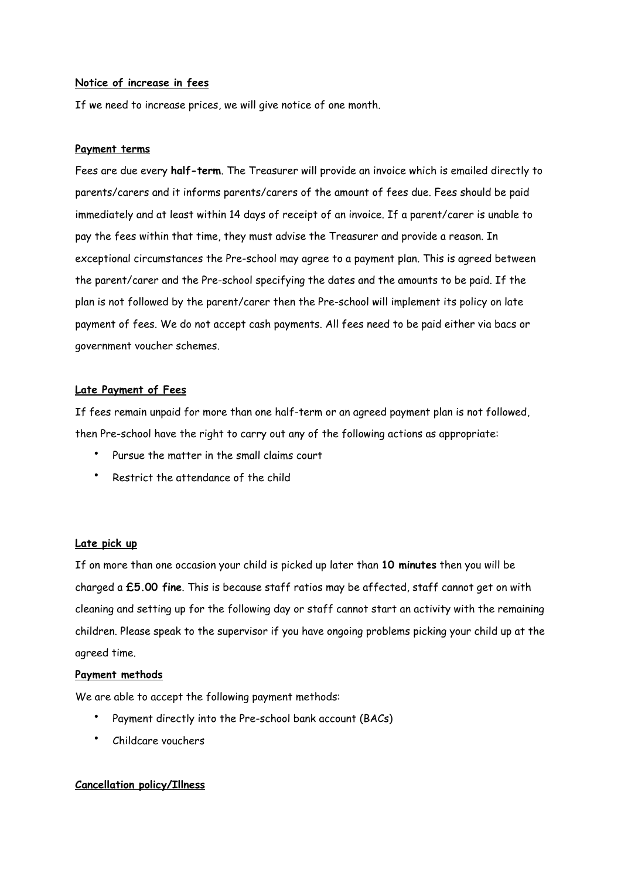**Notice of increase in fees**

If we need to increase prices, we will give notice of one month.

**Payment terms**

Fees are due every **half-term**. The Treasurer will provide an invoice which is emailed directly to parents/carers and it informs parents/carers of the amount of fees due. Fees should be paid immediately and at least within 14 days of receipt of an invoice. If a parent/carer is unable to pay the fees within that time, they must advise the Treasurer and provide a reason. In exceptional circumstances the Pre-school may agree to a payment plan. This is agreed between the parent/carer and the Pre-school specifying the dates and the amounts to be paid. If the plan is not followed by the parent/carer then the Pre-school will implement its policy on late payment of fees. We do not accept cash payments. All fees need to be paid either via bacs or government voucher schemes.

**Late Payment of Fees**

If fees remain unpaid for more than one half-term or an agreed payment plan is not followed, then Pre-school have the right to carry out any of the following actions as appropriate:

- Pursue the matter in the small claims court
- Restrict the attendance of the child

**Late pick up**

If on more than one occasion your child is picked up later than **10 minutes** then you will be charged a **£5.00 fine**. This is because staff ratios may be affected, staff cannot get on with cleaning and setting up for the following day or staff cannot start an activity with the remaining children. Please speak to the supervisor if you have ongoing problems picking your child up at the agreed time.

**Payment methods**

We are able to accept the following payment methods:

- Payment directly into the Pre-school bank account (BACs)
- Childcare vouchers

**Cancellation policy/Illness**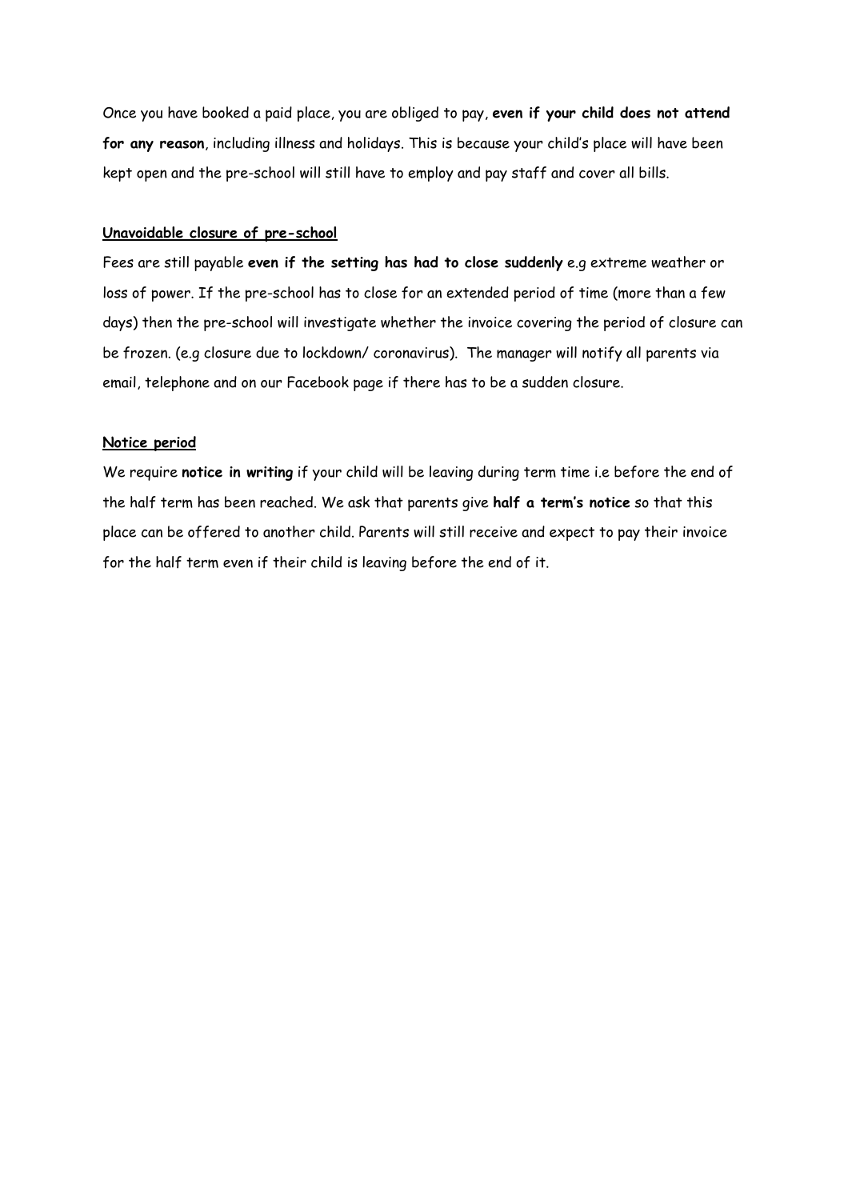Once you have booked a paid place, you are obliged to pay, **even if your child does not attend for any reason**, including illness and holidays. This is because your child's place will have been kept open and the pre-school will still have to employ and pay staff and cover all bills.

**Unavoidable closure of pre-school**

Fees are still payable **even if the setting has had to close suddenly** e.g extreme weather or loss of power. If the pre-school has to close for an extended period of time (more than a few days) then the pre-school will investigate whether the invoice covering the period of closure can be frozen. (e.g closure due to lockdown/ coronavirus). The manager will notify all parents via email, telephone and on our Facebook page if there has to be a sudden closure.

**Notice period**

We require **notice in writing** if your child will be leaving during term time i.e before the end of the half term has been reached. We ask that parents give **half a term's notice** so that this place can be offered to another child. Parents will still receive and expect to pay their invoice for the half term even if their child is leaving before the end of it.